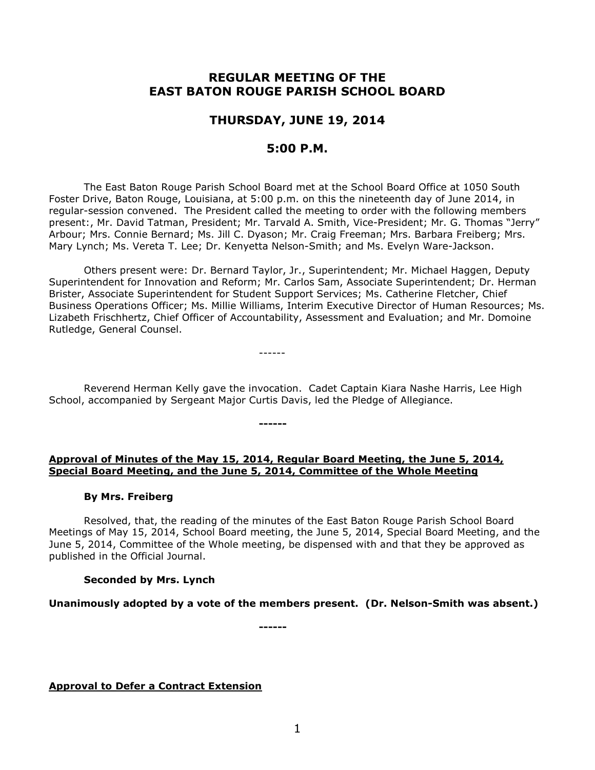# REGULAR MEETING OF THE EAST BATON ROUGE PARISH SCHOOL BOARD

## THURSDAY, JUNE 19, 2014

## 5:00 P.M.

The East Baton Rouge Parish School Board met at the School Board Office at 1050 South Foster Drive, Baton Rouge, Louisiana, at 5:00 p.m. on this the nineteenth day of June 2014, in regular-session convened. The President called the meeting to order with the following members present:, Mr. David Tatman, President; Mr. Tarvald A. Smith, Vice-President; Mr. G. Thomas "Jerry" Arbour; Mrs. Connie Bernard; Ms. Jill C. Dyason; Mr. Craig Freeman; Mrs. Barbara Freiberg; Mrs. Mary Lynch; Ms. Vereta T. Lee; Dr. Kenyetta Nelson-Smith; and Ms. Evelyn Ware-Jackson.

Others present were: Dr. Bernard Taylor, Jr., Superintendent; Mr. Michael Haggen, Deputy Superintendent for Innovation and Reform; Mr. Carlos Sam, Associate Superintendent; Dr. Herman Brister, Associate Superintendent for Student Support Services; Ms. Catherine Fletcher, Chief Business Operations Officer; Ms. Millie Williams, Interim Executive Director of Human Resources; Ms. Lizabeth Frischhertz, Chief Officer of Accountability, Assessment and Evaluation; and Mr. Domoine Rutledge, General Counsel.

------

Reverend Herman Kelly gave the invocation. Cadet Captain Kiara Nashe Harris, Lee High School, accompanied by Sergeant Major Curtis Davis, led the Pledge of Allegiance.

**------**

**Approval of Minutes of the May 15, 2014, Regular Board Meeting, the June 5, 2014, Special Board Meeting, and the June 5, 2014, Committee of the Whole Meeting**

**By Mrs. Freiberg**

Resolved, that, the reading of the minutes of the East Baton Rouge Parish School Board Meetings of May 15, 2014, School Board meeting, the June 5, 2014, Special Board Meeting, and the June 5, 2014, Committee of the Whole meeting, be dispensed with and that they be approved as published in the Official Journal.

**Seconded by Mrs. Lynch**

**Unanimously adopted by a vote of the members present. (Dr. Nelson-Smith was absent.)**

**------**

**Approval to Defer a Contract Extension**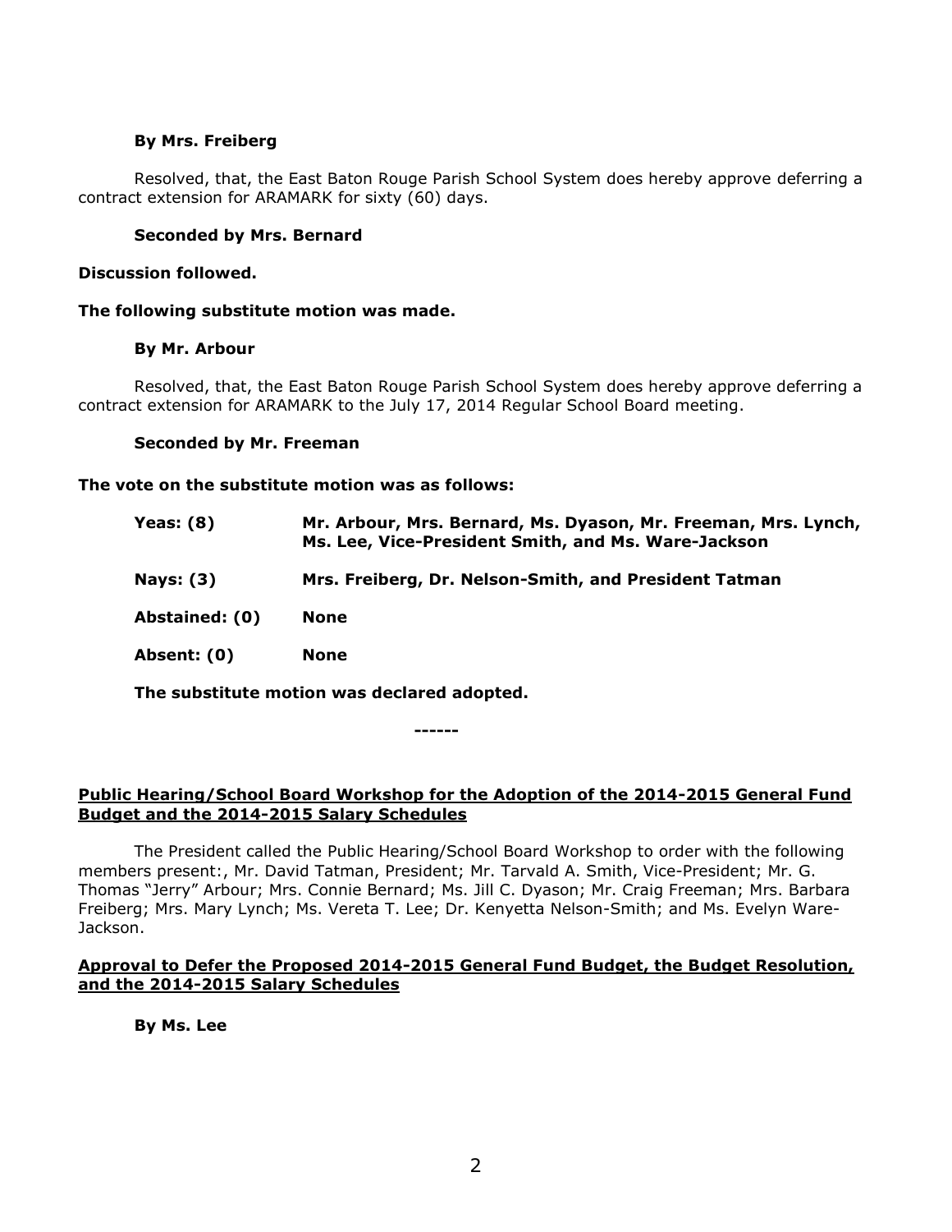**By Mrs. Freiberg**

Resolved, that, the East Baton Rouge Parish School System does hereby approve deferring a contract extension for ARAMARK for sixty (60) days.

**Seconded by Mrs. Bernard**

**Discussion followed.**

**The following substitute motion was made.**

**By Mr. Arbour**

Resolved, that, the East Baton Rouge Parish School System does hereby approve deferring a contract extension for ARAMARK to the July 17, 2014 Regular School Board meeting.

**Seconded by Mr. Freeman**

**The vote on the substitute motion was as follows:**

| | |
|---|---|
| **Yeas: (8)** | **Mr. Arbour, Mrs. Bernard, Ms. Dyason, Mr. Freeman, Mrs. Lynch, Ms. Lee, Vice-President Smith, and Ms. Ware-Jackson** |
| **Nays: (3)** | **Mrs. Freiberg, Dr. Nelson-Smith, and President Tatman** |
| **Abstained: (0)** | **None** |
| **Absent: (0)** | **None** |

**The substitute motion was declared adopted.**

**------**

## Public Hearing/School Board Workshop for the Adoption of the 2014-2015 General Fund Budget and the 2014-2015 Salary Schedules

The President called the Public Hearing/School Board Workshop to order with the following members present:, Mr. David Tatman, President; Mr. Tarvald A. Smith, Vice-President; Mr. G. Thomas "Jerry" Arbour; Mrs. Connie Bernard; Ms. Jill C. Dyason; Mr. Craig Freeman; Mrs. Barbara Freiberg; Mrs. Mary Lynch; Ms. Vereta T. Lee; Dr. Kenyetta Nelson-Smith; and Ms. Evelyn Ware-Jackson.

## Approval to Defer the Proposed 2014-2015 General Fund Budget, the Budget Resolution, and the 2014-2015 Salary Schedules

**By Ms. Lee**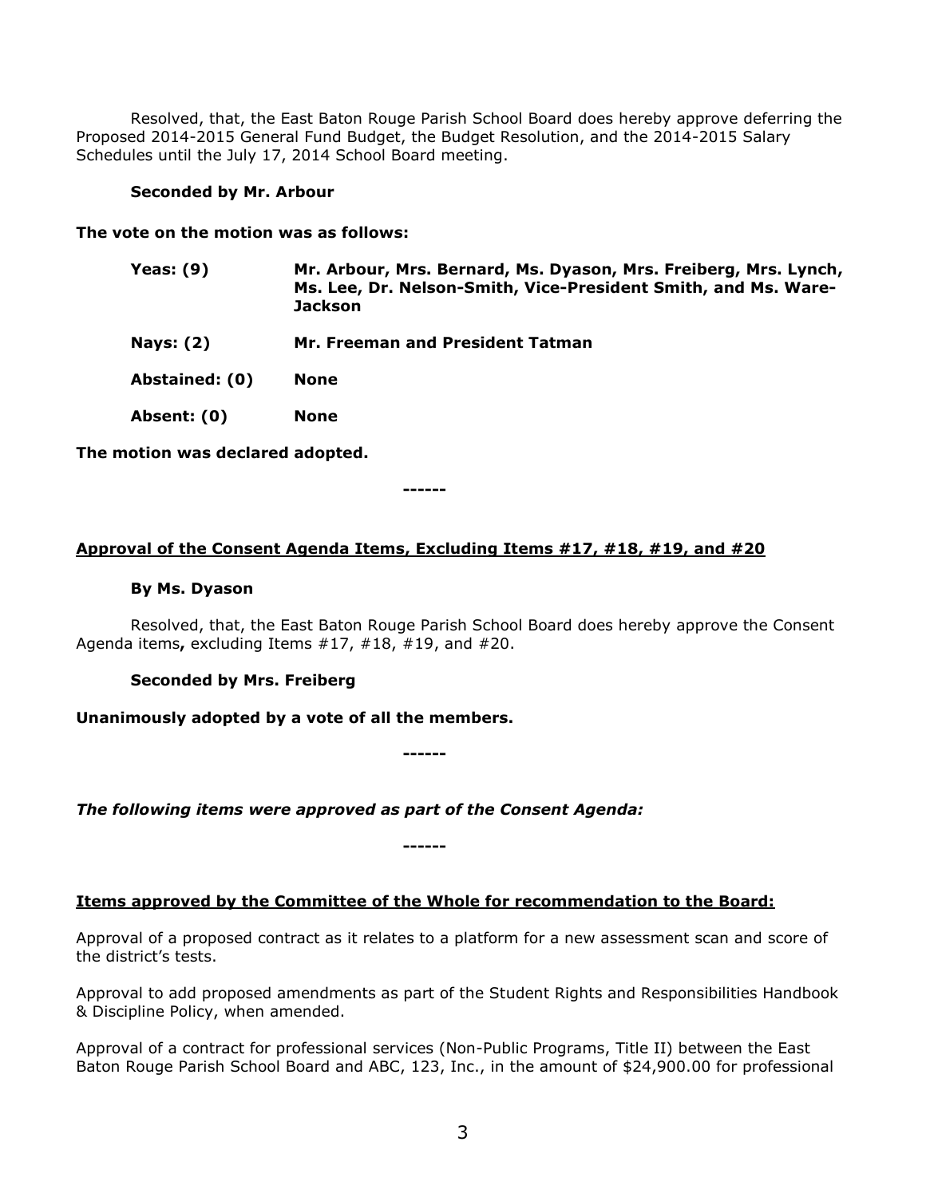Resolved, that, the East Baton Rouge Parish School Board does hereby approve deferring the Proposed 2014-2015 General Fund Budget, the Budget Resolution, and the 2014-2015 Salary Schedules until the July 17, 2014 School Board meeting.

**Seconded by Mr. Arbour**

**The vote on the motion was as follows:**

| | |
|---|---|
| **Yeas: (9)** | **Mr. Arbour, Mrs. Bernard, Ms. Dyason, Mrs. Freiberg, Mrs. Lynch, Ms. Lee, Dr. Nelson-Smith, Vice-President Smith, and Ms. Ware-Jackson** |
| **Nays: (2)** | **Mr. Freeman and President Tatman** |
| **Abstained: (0)** | **None** |
| **Absent: (0)** | **None** |

**The motion was declared adopted.**

**------**

**Approval of the Consent Agenda Items, Excluding Items #17, #18, #19, and #20**

**By Ms. Dyason**

Resolved, that, the East Baton Rouge Parish School Board does hereby approve the Consent Agenda items**,** excluding Items #17, #18, #19, and #20.

**Seconded by Mrs. Freiberg**

**Unanimously adopted by a vote of all the members.**

**------**

***The following items were approved as part of the Consent Agenda:***

**------**

**Items approved by the Committee of the Whole for recommendation to the Board:**

Approval of a proposed contract as it relates to a platform for a new assessment scan and score of the district's tests.

Approval to add proposed amendments as part of the Student Rights and Responsibilities Handbook & Discipline Policy, when amended.

Approval of a contract for professional services (Non-Public Programs, Title II) between the East Baton Rouge Parish School Board and ABC, 123, Inc., in the amount of $24,900.00 for professional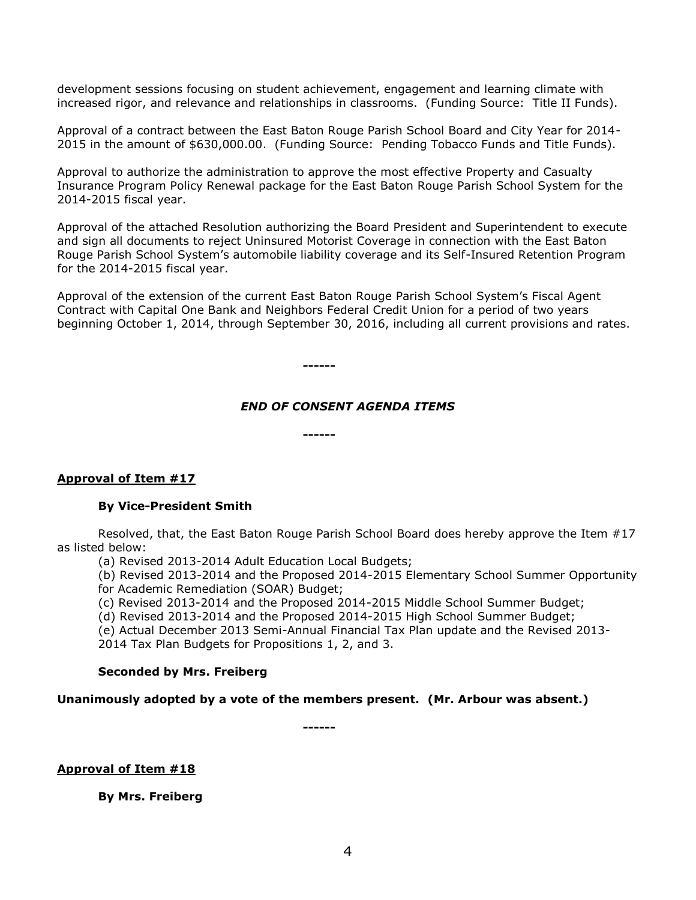development sessions focusing on student achievement, engagement and learning climate with increased rigor, and relevance and relationships in classrooms. (Funding Source: Title II Funds).

Approval of a contract between the East Baton Rouge Parish School Board and City Year for 2014-2015 in the amount of $630,000.00. (Funding Source: Pending Tobacco Funds and Title Funds).

Approval to authorize the administration to approve the most effective Property and Casualty Insurance Program Policy Renewal package for the East Baton Rouge Parish School System for the 2014-2015 fiscal year.

Approval of the attached Resolution authorizing the Board President and Superintendent to execute and sign all documents to reject Uninsured Motorist Coverage in connection with the East Baton Rouge Parish School System's automobile liability coverage and its Self-Insured Retention Program for the 2014-2015 fiscal year.

Approval of the extension of the current East Baton Rouge Parish School System's Fiscal Agent Contract with Capital One Bank and Neighbors Federal Credit Union for a period of two years beginning October 1, 2014, through September 30, 2016, including all current provisions and rates.

**------**

***END OF CONSENT AGENDA ITEMS***

**------**

**Approval of Item #17**

**By Vice-President Smith**

Resolved, that, the East Baton Rouge Parish School Board does hereby approve the Item #17 as listed below:

(a) Revised 2013-2014 Adult Education Local Budgets;
(b) Revised 2013-2014 and the Proposed 2014-2015 Elementary School Summer Opportunity for Academic Remediation (SOAR) Budget;
(c) Revised 2013-2014 and the Proposed 2014-2015 Middle School Summer Budget;
(d) Revised 2013-2014 and the Proposed 2014-2015 High School Summer Budget;
(e) Actual December 2013 Semi-Annual Financial Tax Plan update and the Revised 2013-2014 Tax Plan Budgets for Propositions 1, 2, and 3.

**Seconded by Mrs. Freiberg**

**Unanimously adopted by a vote of the members present. (Mr. Arbour was absent.)**

**------**

**Approval of Item #18**

**By Mrs. Freiberg**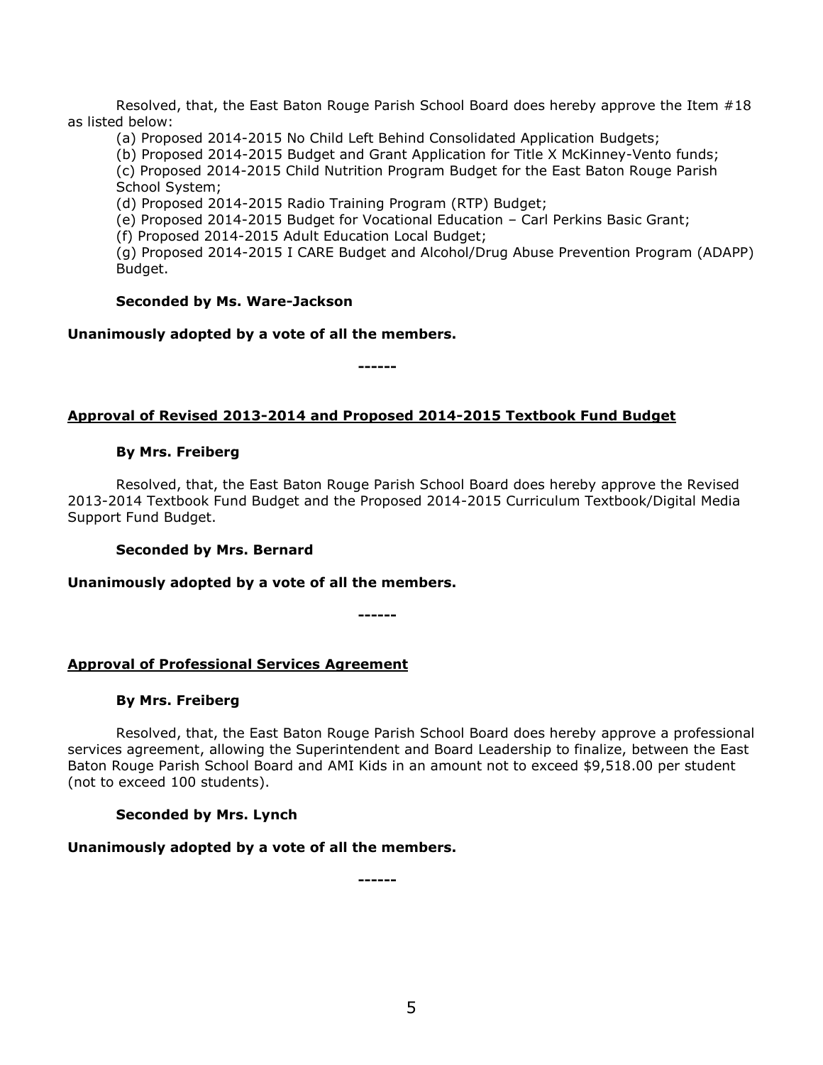Resolved, that, the East Baton Rouge Parish School Board does hereby approve the Item #18 as listed below:

(a) Proposed 2014-2015 No Child Left Behind Consolidated Application Budgets;

(b) Proposed 2014-2015 Budget and Grant Application for Title X McKinney-Vento funds;

(c) Proposed 2014-2015 Child Nutrition Program Budget for the East Baton Rouge Parish School System;

(d) Proposed 2014-2015 Radio Training Program (RTP) Budget;

(e) Proposed 2014-2015 Budget for Vocational Education – Carl Perkins Basic Grant;

(f) Proposed 2014-2015 Adult Education Local Budget;

(g) Proposed 2014-2015 I CARE Budget and Alcohol/Drug Abuse Prevention Program (ADAPP) Budget.

**Seconded by Ms. Ware-Jackson**

**Unanimously adopted by a vote of all the members.**

**------**

**Approval of Revised 2013-2014 and Proposed 2014-2015 Textbook Fund Budget**

**By Mrs. Freiberg**

Resolved, that, the East Baton Rouge Parish School Board does hereby approve the Revised 2013-2014 Textbook Fund Budget and the Proposed 2014-2015 Curriculum Textbook/Digital Media Support Fund Budget.

**Seconded by Mrs. Bernard**

**Unanimously adopted by a vote of all the members.**

**------**

**Approval of Professional Services Agreement**

**By Mrs. Freiberg**

Resolved, that, the East Baton Rouge Parish School Board does hereby approve a professional services agreement, allowing the Superintendent and Board Leadership to finalize, between the East Baton Rouge Parish School Board and AMI Kids in an amount not to exceed $9,518.00 per student (not to exceed 100 students).

**Seconded by Mrs. Lynch**

**Unanimously adopted by a vote of all the members.**

**------**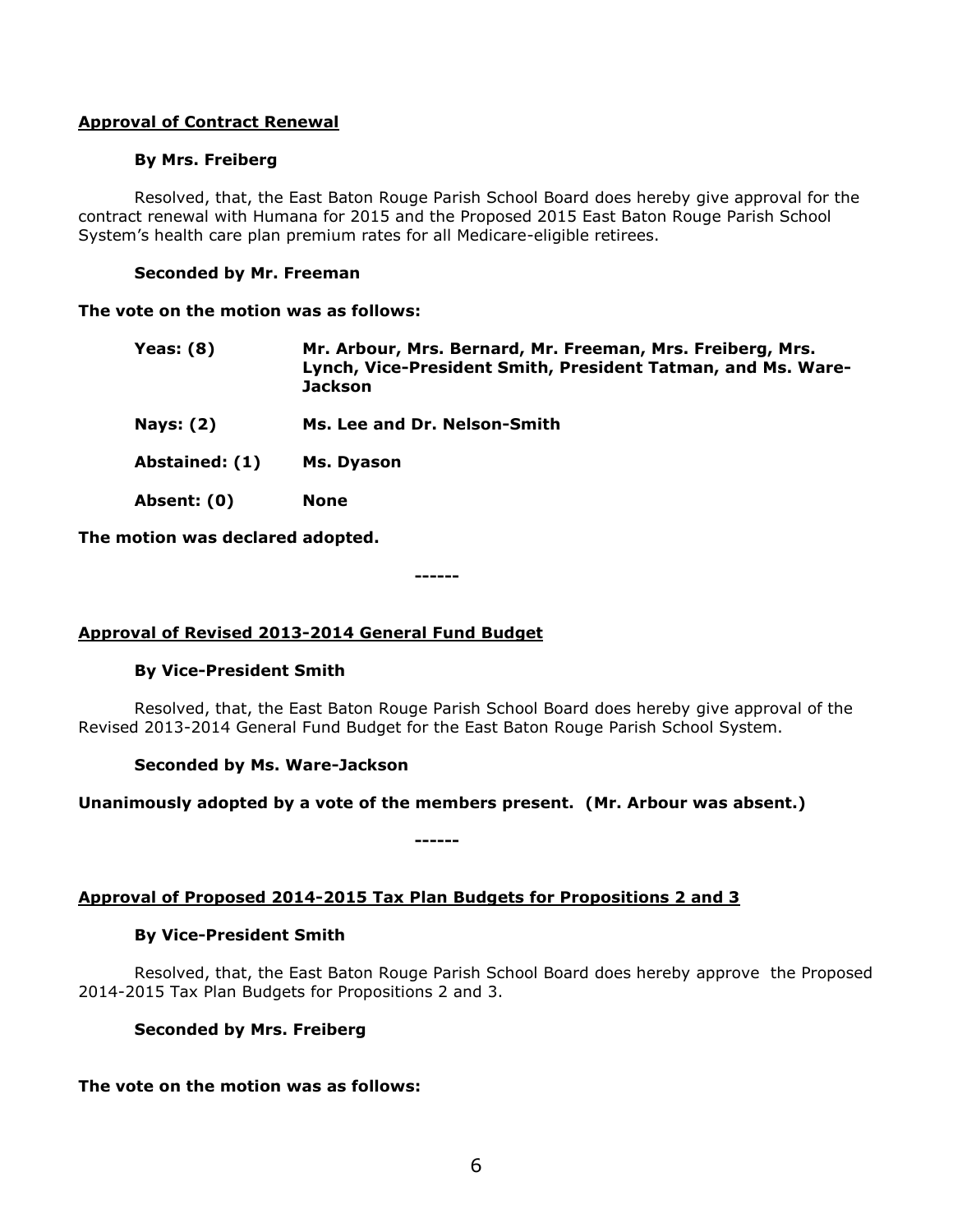**Approval of Contract Renewal**

**By Mrs. Freiberg**

Resolved, that, the East Baton Rouge Parish School Board does hereby give approval for the contract renewal with Humana for 2015 and the Proposed 2015 East Baton Rouge Parish School System's health care plan premium rates for all Medicare-eligible retirees.

**Seconded by Mr. Freeman**

**The vote on the motion was as follows:**

| | |
|---|---|
| **Yeas: (8)** | **Mr. Arbour, Mrs. Bernard, Mr. Freeman, Mrs. Freiberg, Mrs. Lynch, Vice-President Smith, President Tatman, and Ms. Ware-Jackson** |
| **Nays: (2)** | **Ms. Lee and Dr. Nelson-Smith** |
| **Abstained: (1)** | **Ms. Dyason** |
| **Absent: (0)** | **None** |

**The motion was declared adopted.**

**------**

**Approval of Revised 2013-2014 General Fund Budget**

**By Vice-President Smith**

Resolved, that, the East Baton Rouge Parish School Board does hereby give approval of the Revised 2013-2014 General Fund Budget for the East Baton Rouge Parish School System.

**Seconded by Ms. Ware-Jackson**

**Unanimously adopted by a vote of the members present. (Mr. Arbour was absent.)**

**------**

**Approval of Proposed 2014-2015 Tax Plan Budgets for Propositions 2 and 3**

**By Vice-President Smith**

Resolved, that, the East Baton Rouge Parish School Board does hereby approve the Proposed 2014-2015 Tax Plan Budgets for Propositions 2 and 3.

**Seconded by Mrs. Freiberg**

**The vote on the motion was as follows:**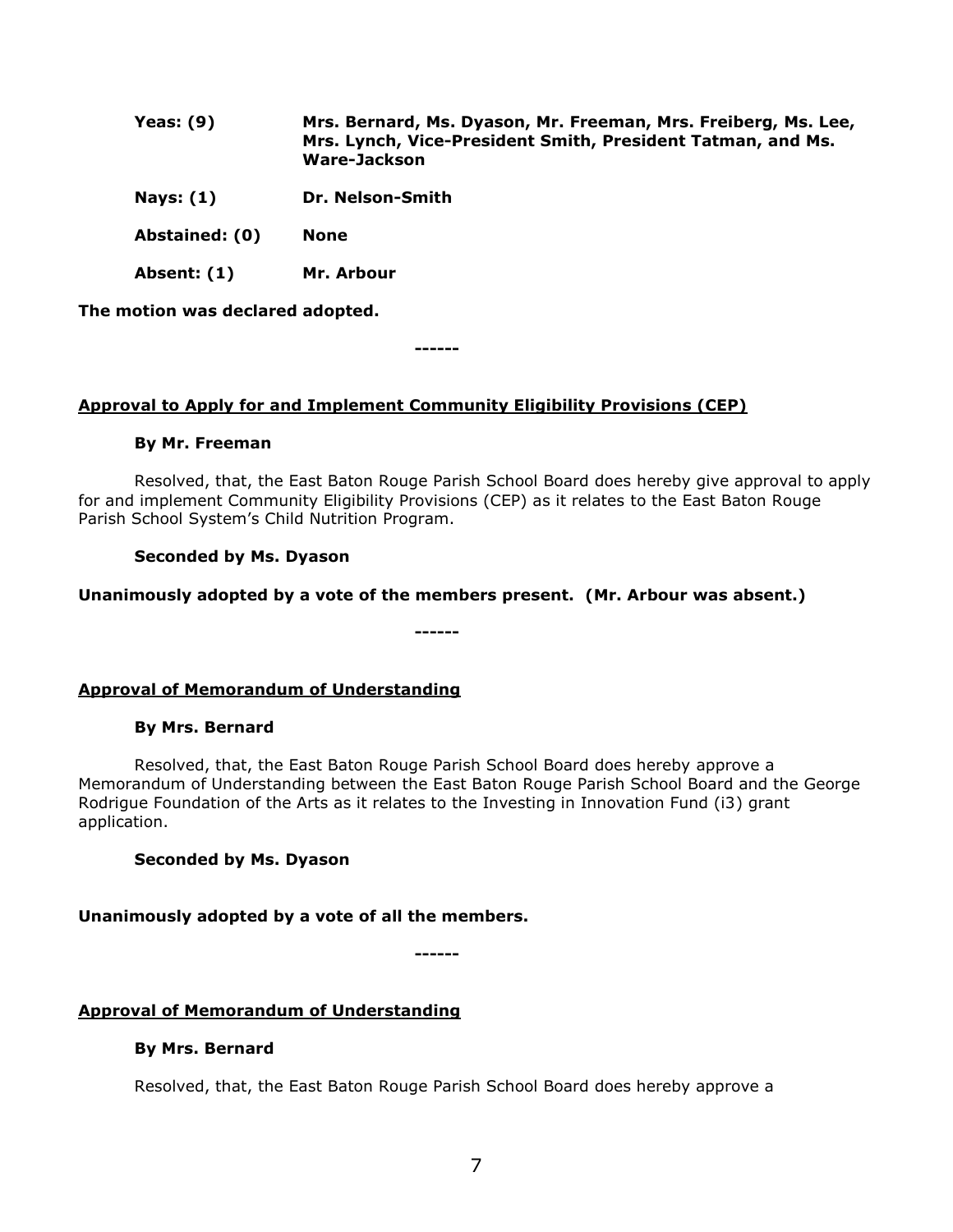| | |
|---|---|
| **Yeas: (9)** | **Mrs. Bernard, Ms. Dyason, Mr. Freeman, Mrs. Freiberg, Ms. Lee, Mrs. Lynch, Vice-President Smith, President Tatman, and Ms. Ware-Jackson** |
| **Nays: (1)** | **Dr. Nelson-Smith** |
| **Abstained: (0)** | **None** |
| **Absent: (1)** | **Mr. Arbour** |

**The motion was declared adopted.**

**------**

**Approval to Apply for and Implement Community Eligibility Provisions (CEP)**

**By Mr. Freeman**

Resolved, that, the East Baton Rouge Parish School Board does hereby give approval to apply for and implement Community Eligibility Provisions (CEP) as it relates to the East Baton Rouge Parish School System's Child Nutrition Program.

**Seconded by Ms. Dyason**

**Unanimously adopted by a vote of the members present. (Mr. Arbour was absent.)**

**------**

**Approval of Memorandum of Understanding**

**By Mrs. Bernard**

Resolved, that, the East Baton Rouge Parish School Board does hereby approve a Memorandum of Understanding between the East Baton Rouge Parish School Board and the George Rodrigue Foundation of the Arts as it relates to the Investing in Innovation Fund (i3) grant application.

**Seconded by Ms. Dyason**

**Unanimously adopted by a vote of all the members.**

**------**

**Approval of Memorandum of Understanding**

**By Mrs. Bernard**

Resolved, that, the East Baton Rouge Parish School Board does hereby approve a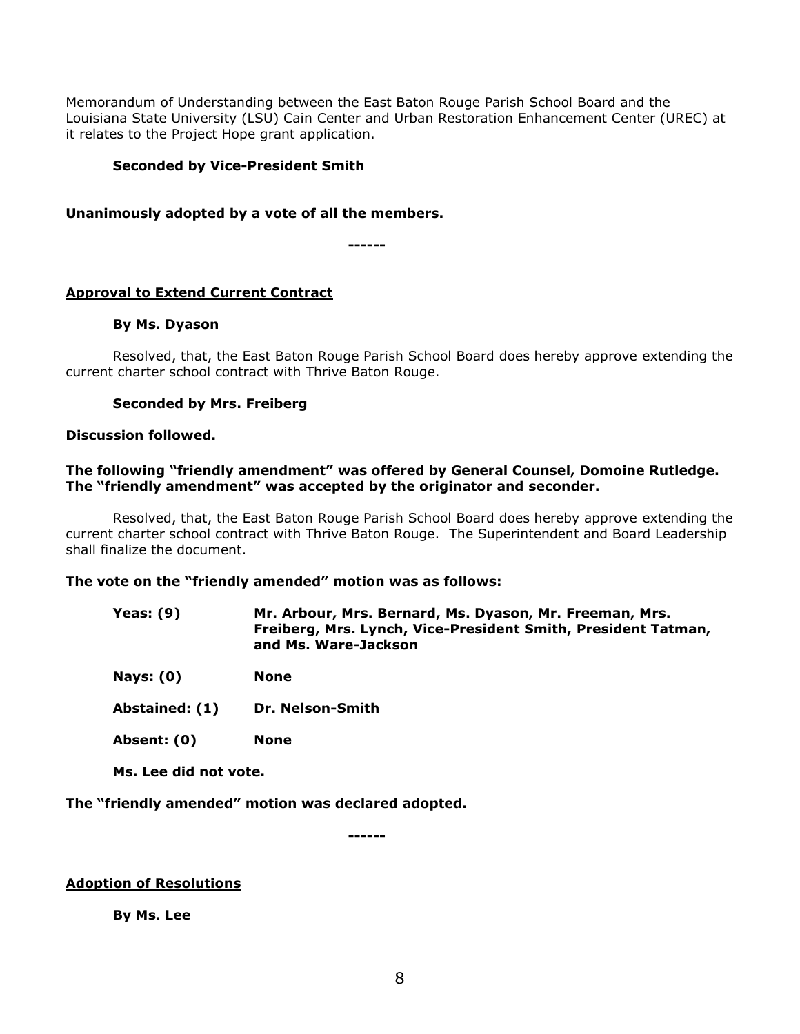Memorandum of Understanding between the East Baton Rouge Parish School Board and the Louisiana State University (LSU) Cain Center and Urban Restoration Enhancement Center (UREC) at it relates to the Project Hope grant application.

**Seconded by Vice-President Smith**

**Unanimously adopted by a vote of all the members.**

**------**

**Approval to Extend Current Contract**

**By Ms. Dyason**

Resolved, that, the East Baton Rouge Parish School Board does hereby approve extending the current charter school contract with Thrive Baton Rouge.

**Seconded by Mrs. Freiberg**

**Discussion followed.**

**The following "friendly amendment" was offered by General Counsel, Domoine Rutledge. The "friendly amendment" was accepted by the originator and seconder.**

Resolved, that, the East Baton Rouge Parish School Board does hereby approve extending the current charter school contract with Thrive Baton Rouge. The Superintendent and Board Leadership shall finalize the document.

**The vote on the "friendly amended" motion was as follows:**

| | |
|---|---|
| **Yeas: (9)** | **Mr. Arbour, Mrs. Bernard, Ms. Dyason, Mr. Freeman, Mrs. Freiberg, Mrs. Lynch, Vice-President Smith, President Tatman, and Ms. Ware-Jackson** |
| **Nays: (0)** | **None** |
| **Abstained: (1)** | **Dr. Nelson-Smith** |
| **Absent: (0)** | **None** |

**Ms. Lee did not vote.**

**The "friendly amended" motion was declared adopted.**

**------**

**Adoption of Resolutions**

**By Ms. Lee**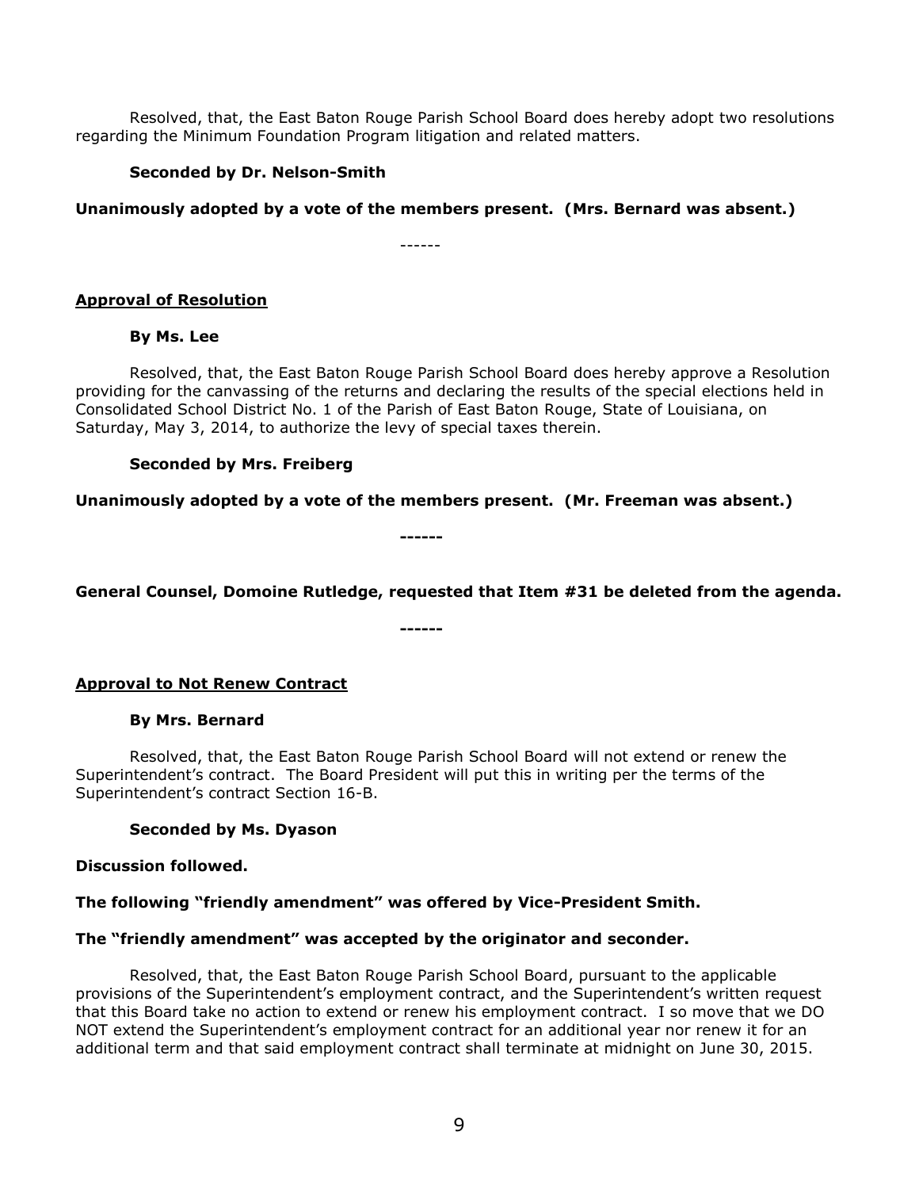Resolved, that, the East Baton Rouge Parish School Board does hereby adopt two resolutions regarding the Minimum Foundation Program litigation and related matters.

**Seconded by Dr. Nelson-Smith**

**Unanimously adopted by a vote of the members present. (Mrs. Bernard was absent.)**

------

**<u>Approval of Resolution</u>**

**By Ms. Lee**

Resolved, that, the East Baton Rouge Parish School Board does hereby approve a Resolution providing for the canvassing of the returns and declaring the results of the special elections held in Consolidated School District No. 1 of the Parish of East Baton Rouge, State of Louisiana, on Saturday, May 3, 2014, to authorize the levy of special taxes therein.

**Seconded by Mrs. Freiberg**

**Unanimously adopted by a vote of the members present. (Mr. Freeman was absent.)**

**------**

**General Counsel, Domoine Rutledge, requested that Item #31 be deleted from the agenda.**

**------**

**<u>Approval to Not Renew Contract</u>**

**By Mrs. Bernard**

Resolved, that, the East Baton Rouge Parish School Board will not extend or renew the Superintendent's contract. The Board President will put this in writing per the terms of the Superintendent's contract Section 16-B.

**Seconded by Ms. Dyason**

**Discussion followed.**

**The following "friendly amendment" was offered by Vice-President Smith.**

**The "friendly amendment" was accepted by the originator and seconder.**

Resolved, that, the East Baton Rouge Parish School Board, pursuant to the applicable provisions of the Superintendent's employment contract, and the Superintendent's written request that this Board take no action to extend or renew his employment contract. I so move that we DO NOT extend the Superintendent's employment contract for an additional year nor renew it for an additional term and that said employment contract shall terminate at midnight on June 30, 2015.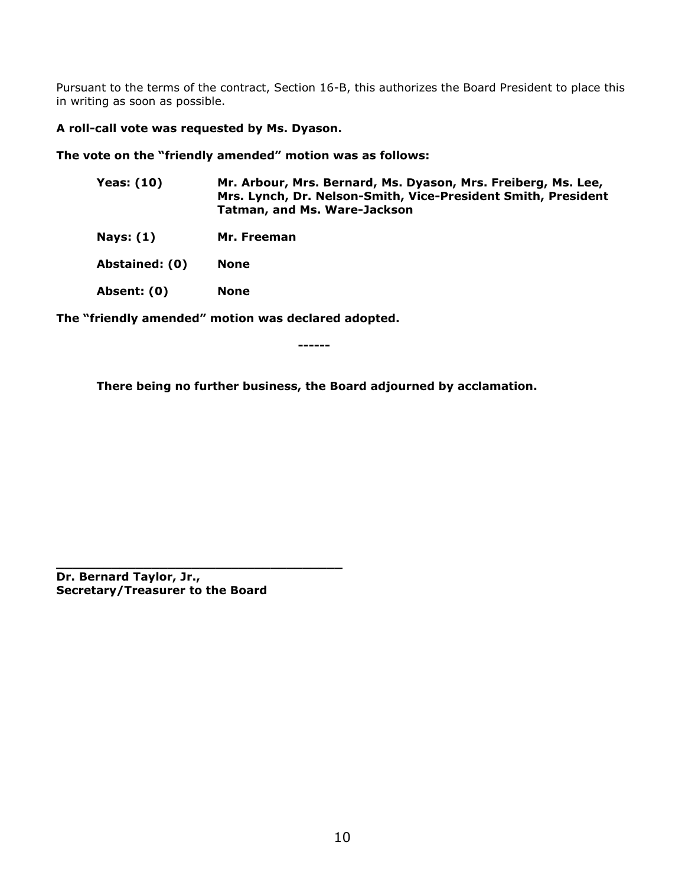Pursuant to the terms of the contract, Section 16-B, this authorizes the Board President to place this in writing as soon as possible.

**A roll-call vote was requested by Ms. Dyason.**

**The vote on the "friendly amended" motion was as follows:**

| | |
|---|---|
| **Yeas: (10)** | **Mr. Arbour, Mrs. Bernard, Ms. Dyason, Mrs. Freiberg, Ms. Lee, Mrs. Lynch, Dr. Nelson-Smith, Vice-President Smith, President Tatman, and Ms. Ware-Jackson** |
| **Nays: (1)** | **Mr. Freeman** |
| **Abstained: (0)** | **None** |
| **Absent: (0)** | **None** |

**The "friendly amended" motion was declared adopted.**

**------**

**There being no further business, the Board adjourned by acclamation.**

**\_\_\_\_\_\_\_\_\_\_\_\_\_\_\_\_\_\_\_\_\_\_\_\_\_\_\_\_\_\_\_\_\_\_\_\_**
**Dr. Bernard Taylor, Jr.,**
**Secretary/Treasurer to the Board**